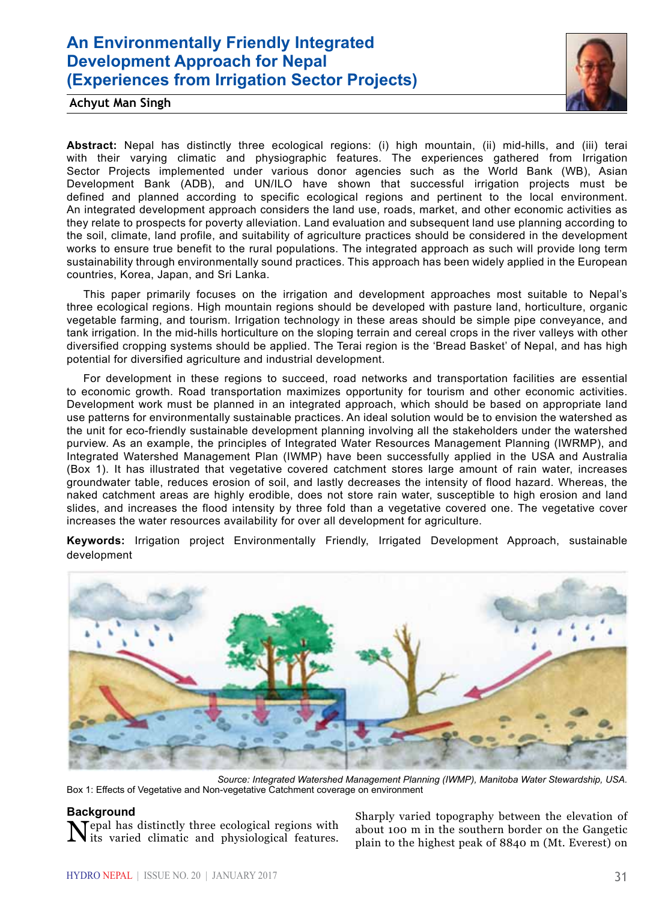# An Environmentally Friendly Integrated Development Approach for Nepal (Experiences from Irrigation Sector Projects)

**Achyut Man Singh**

**Abstract:** Nepal has distinctly three ecological regions: (i) high mountain, (ii) mid-hills, and (iii) terai with their varying climatic and physiographic features. The experiences gathered from Irrigation Sector Projects implemented under various donor agencies such as the World Bank (WB), Asian Development Bank (ADB), and UN/ILO have shown that successful irrigation projects must be defined and planned according to specific ecological regions and pertinent to the local environment. An integrated development approach considers the land use, roads, market, and other economic activities as they relate to prospects for poverty alleviation. Land evaluation and subsequent land use planning according to the soil, climate, land profile, and suitability of agriculture practices should be considered in the development works to ensure true benefit to the rural populations. The integrated approach as such will provide long term sustainability through environmentally sound practices. This approach has been widely applied in the European countries, Korea, Japan, and Sri Lanka.

This paper primarily focuses on the irrigation and development approaches most suitable to Nepal's three ecological regions. High mountain regions should be developed with pasture land, horticulture, organic vegetable farming, and tourism. Irrigation technology in these areas should be simple pipe conveyance, and tank irrigation. In the mid-hills horticulture on the sloping terrain and cereal crops in the river valleys with other diversified cropping systems should be applied. The Terai region is the 'Bread Basket' of Nepal, and has high potential for diversified agriculture and industrial development.

For development in these regions to succeed, road networks and transportation facilities are essential to economic growth. Road transportation maximizes opportunity for tourism and other economic activities. Development work must be planned in an integrated approach, which should be based on appropriate land use patterns for environmentally sustainable practices. An ideal solution would be to envision the watershed as the unit for eco-friendly sustainable development planning involving all the stakeholders under the watershed purview. As an example, the principles of Integrated Water Resources Management Planning (IWRMP), and Integrated Watershed Management Plan (IWMP) have been successfully applied in the USA and Australia (Box 1). It has illustrated that vegetative covered catchment stores large amount of rain water, increases groundwater table, reduces erosion of soil, and lastly decreases the intensity of flood hazard. Whereas, the naked catchment areas are highly erodible, does not store rain water, susceptible to high erosion and land slides, and increases the flood intensity by three fold than a vegetative covered one. The vegetative cover increases the water resources availability for over all development for agriculture.

**Keywords:** Irrigation project Environmentally Friendly, Irrigated Development Approach, sustainable development

*Source: Integrated Watershed Management Planning (IWMP), Manitoba Water Stewardship, USA.*

Box 1: Effects of Vegetative and Non-vegetative Catchment coverage on environment

## Background

Nepal has distinctly three ecological regions with its varied climatic and physiological features. Sharply varied topography between the elevation of about 100 m in the southern border on the Gangetic plain to the highest peak of 8840 m (Mt. Everest) on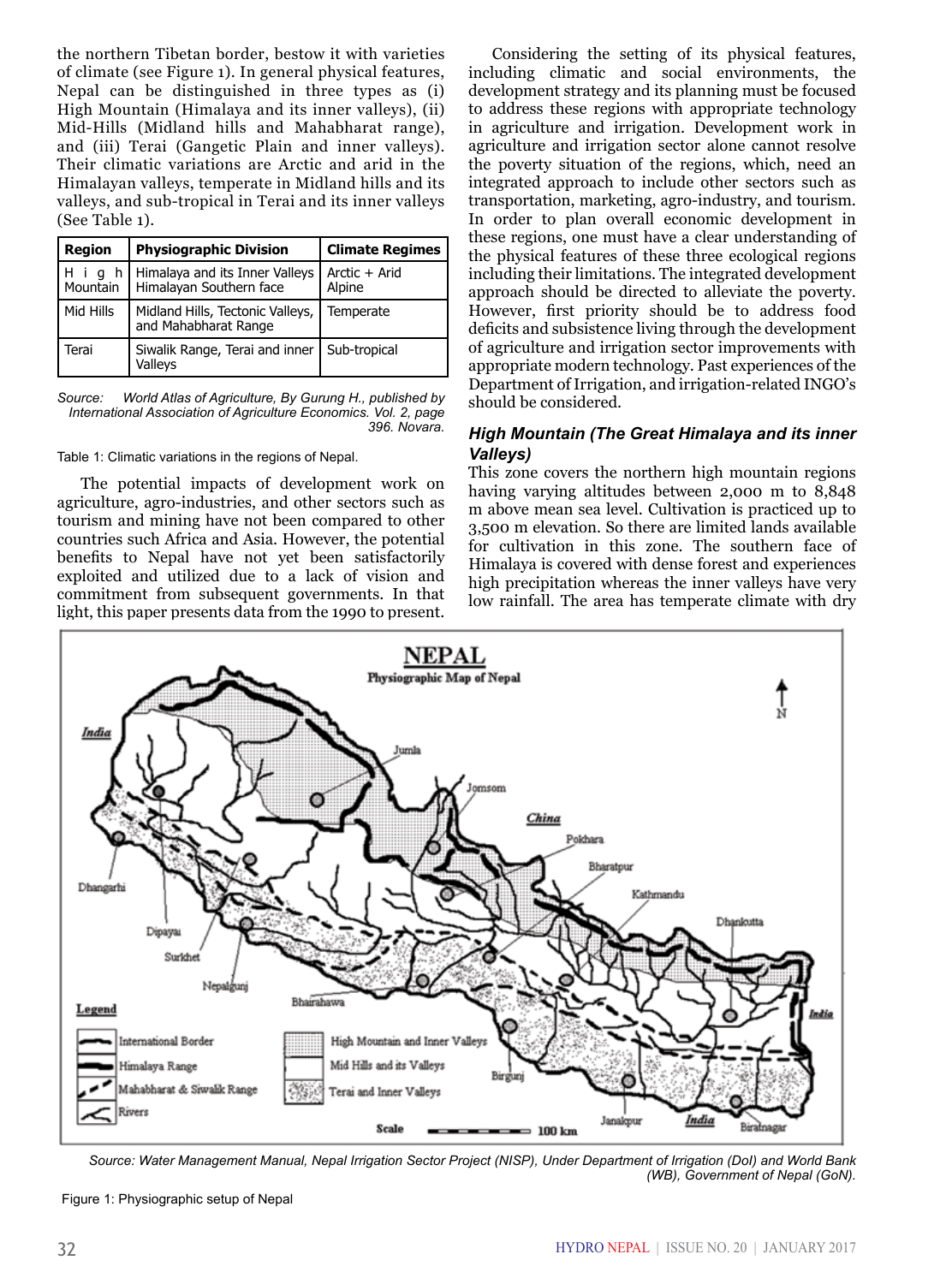the northern Tibetan border, bestow it with varieties of climate (see Figure 1). In general physical features, Nepal can be distinguished in three types as (i) High Mountain (Himalaya and its inner valleys), (ii) Mid-Hills (Midland hills and Mahabharat range), and (iii) Terai (Gangetic Plain and inner valleys). Their climatic variations are Arctic and arid in the Himalayan valleys, temperate in Midland hills and its valleys, and sub-tropical in Terai and its inner valleys (See Table 1).

| Region | Physiographic Division | Climate Regimes |
|---|---|---|
| High Mountain | Himalaya and its Inner Valleys Himalayan Southern face | Arctic + Arid Alpine |
| Mid Hills | Midland Hills, Tectonic Valleys, and Mahabharat Range | Temperate |
| Terai | Siwalik Range, Terai and inner Valleys | Sub-tropical |

*Source: World Atlas of Agriculture, By Gurung H., published by International Association of Agriculture Economics. Vol. 2, page 396. Novara.*

Table 1: Climatic variations in the regions of Nepal.

The potential impacts of development work on agriculture, agro-industries, and other sectors such as tourism and mining have not been compared to other countries such Africa and Asia. However, the potential benefits to Nepal have not yet been satisfactorily exploited and utilized due to a lack of vision and commitment from subsequent governments. In that light, this paper presents data from the 1990 to present.

Considering the setting of its physical features, including climatic and social environments, the development strategy and its planning must be focused to address these regions with appropriate technology in agriculture and irrigation. Development work in agriculture and irrigation sector alone cannot resolve the poverty situation of the regions, which, need an integrated approach to include other sectors such as transportation, marketing, agro-industry, and tourism. In order to plan overall economic development in these regions, one must have a clear understanding of the physical features of these three ecological regions including their limitations. The integrated development approach should be directed to alleviate the poverty. However, first priority should be to address food deficits and subsistence living through the development of agriculture and irrigation sector improvements with appropriate modern technology. Past experiences of the Department of Irrigation, and irrigation-related INGO's should be considered.

### *High Mountain (The Great Himalaya and its inner Valleys)*

This zone covers the northern high mountain regions having varying altitudes between 2,000 m to 8,848 m above mean sea level. Cultivation is practiced up to 3,500 m elevation. So there are limited lands available for cultivation in this zone. The southern face of Himalaya is covered with dense forest and experiences high precipitation whereas the inner valleys have very low rainfall. The area has temperate climate with dry

*Source: Water Management Manual, Nepal Irrigation Sector Project (NISP), Under Department of Irrigation (DoI) and World Bank (WB), Government of Nepal (GoN).*

Figure 1: Physiographic setup of Nepal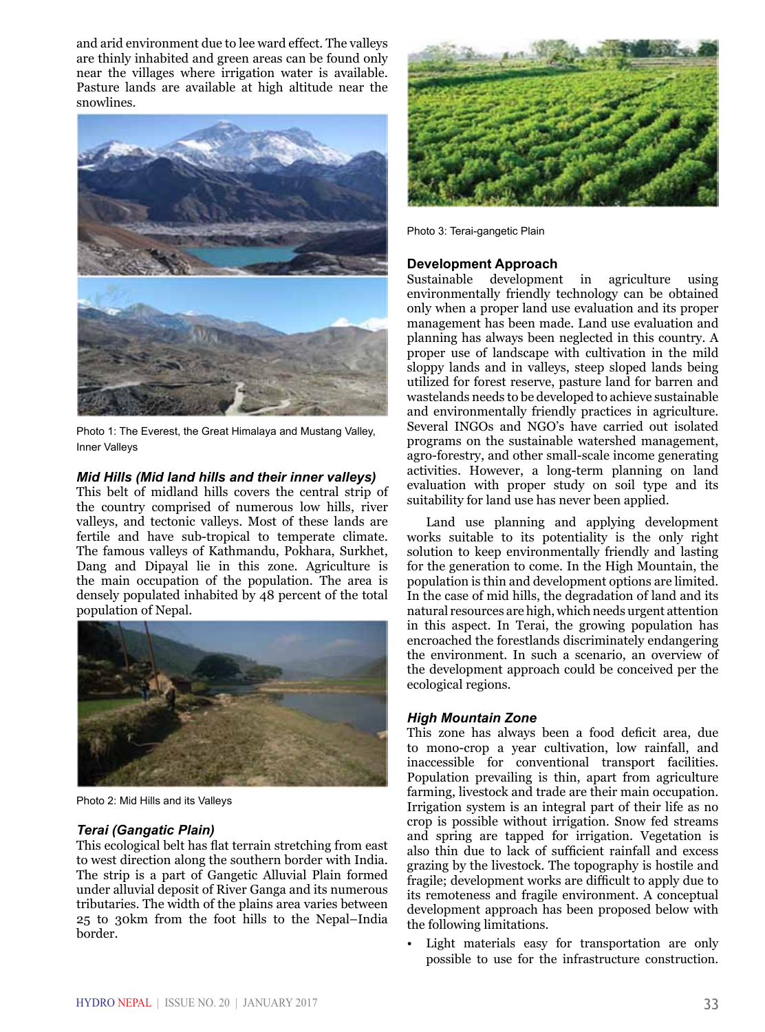and arid environment due to lee ward effect. The valleys are thinly inhabited and green areas can be found only near the villages where irrigation water is available. Pasture lands are available at high altitude near the snowlines.

Photo 1: The Everest, the Great Himalaya and Mustang Valley, Inner Valleys

### *Mid Hills (Mid land hills and their inner valleys)*

This belt of midland hills covers the central strip of the country comprised of numerous low hills, river valleys, and tectonic valleys. Most of these lands are fertile and have sub-tropical to temperate climate. The famous valleys of Kathmandu, Pokhara, Surkhet, Dang and Dipayal lie in this zone. Agriculture is the main occupation of the population. The area is densely populated inhabited by 48 percent of the total population of Nepal.

Photo 2: Mid Hills and its Valleys

### *Terai (Gangatic Plain)*

This ecological belt has flat terrain stretching from east to west direction along the southern border with India. The strip is a part of Gangetic Alluvial Plain formed under alluvial deposit of River Ganga and its numerous tributaries. The width of the plains area varies between 25 to 30km from the foot hills to the Nepal–India border.

Photo 3: Terai-gangetic Plain

## Development Approach

Sustainable development in agriculture using environmentally friendly technology can be obtained only when a proper land use evaluation and its proper management has been made. Land use evaluation and planning has always been neglected in this country. A proper use of landscape with cultivation in the mild sloppy lands and in valleys, steep sloped lands being utilized for forest reserve, pasture land for barren and wastelands needs to be developed to achieve sustainable and environmentally friendly practices in agriculture. Several INGOs and NGO's have carried out isolated programs on the sustainable watershed management, agro-forestry, and other small-scale income generating activities. However, a long-term planning on land evaluation with proper study on soil type and its suitability for land use has never been applied.

Land use planning and applying development works suitable to its potentiality is the only right solution to keep environmentally friendly and lasting for the generation to come. In the High Mountain, the population is thin and development options are limited. In the case of mid hills, the degradation of land and its natural resources are high, which needs urgent attention in this aspect. In Terai, the growing population has encroached the forestlands discriminately endangering the environment. In such a scenario, an overview of the development approach could be conceived per the ecological regions.

### *High Mountain Zone*

This zone has always been a food deficit area, due to mono-crop a year cultivation, low rainfall, and inaccessible for conventional transport facilities. Population prevailing is thin, apart from agriculture farming, livestock and trade are their main occupation. Irrigation system is an integral part of their life as no crop is possible without irrigation. Snow fed streams and spring are tapped for irrigation. Vegetation is also thin due to lack of sufficient rainfall and excess grazing by the livestock. The topography is hostile and fragile; development works are difficult to apply due to its remoteness and fragile environment. A conceptual development approach has been proposed below with the following limitations.

- Light materials easy for transportation are only possible to use for the infrastructure construction.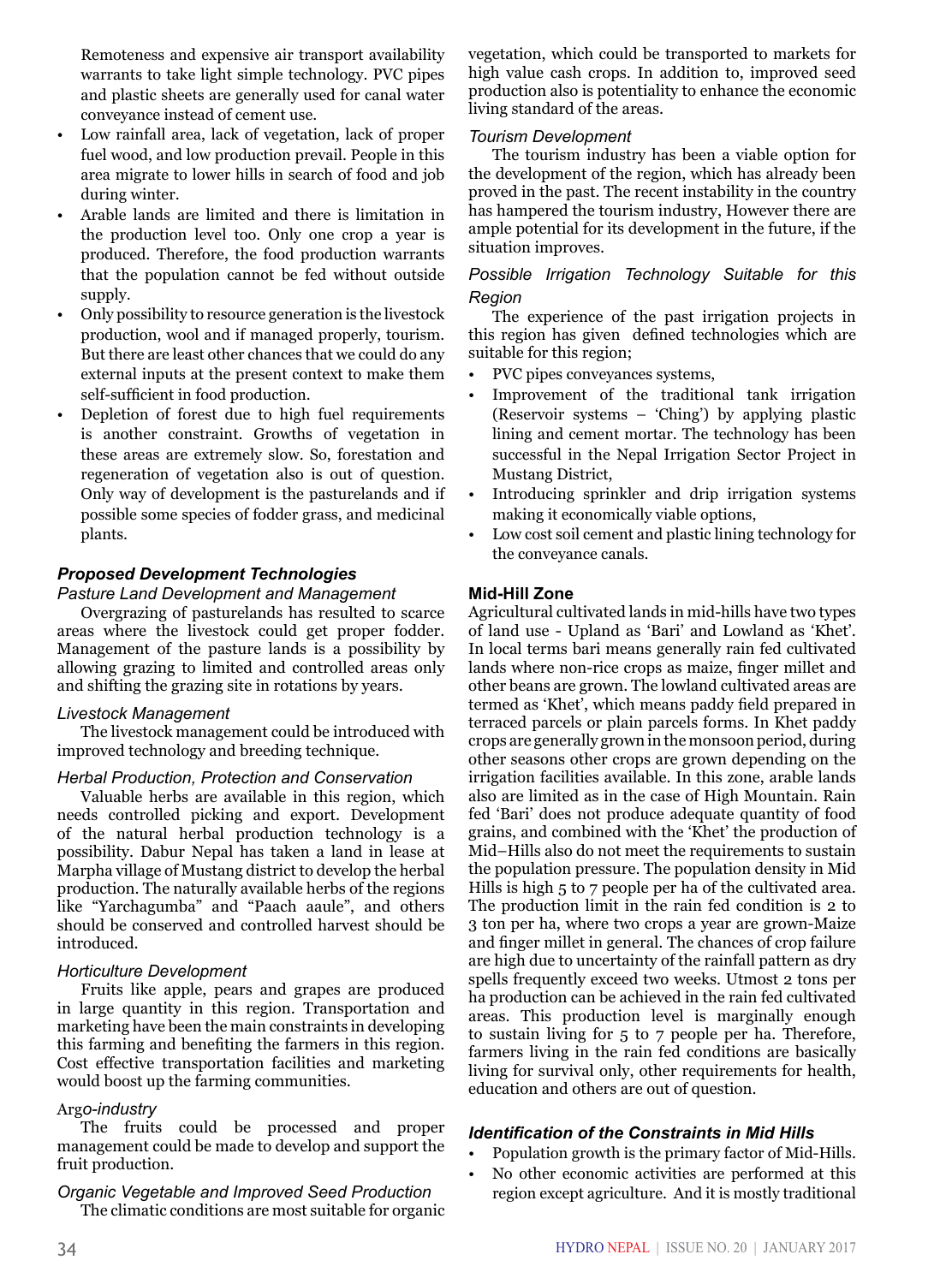Remoteness and expensive air transport availability warrants to take light simple technology. PVC pipes and plastic sheets are generally used for canal water conveyance instead of cement use.

- Low rainfall area, lack of vegetation, lack of proper fuel wood, and low production prevail. People in this area migrate to lower hills in search of food and job during winter.
- Arable lands are limited and there is limitation in the production level too. Only one crop a year is produced. Therefore, the food production warrants that the population cannot be fed without outside supply.
- Only possibility to resource generation is the livestock production, wool and if managed properly, tourism. But there are least other chances that we could do any external inputs at the present context to make them self-sufficient in food production.
- Depletion of forest due to high fuel requirements is another constraint. Growths of vegetation in these areas are extremely slow. So, forestation and regeneration of vegetation also is out of question. Only way of development is the pasturelands and if possible some species of fodder grass, and medicinal plants.

### *Proposed Development Technologies*

*Pasture Land Development and Management*

Overgrazing of pasturelands has resulted to scarce areas where the livestock could get proper fodder. Management of the pasture lands is a possibility by allowing grazing to limited and controlled areas only and shifting the grazing site in rotations by years.

*Livestock Management*

The livestock management could be introduced with improved technology and breeding technique.

*Herbal Production, Protection and Conservation*

Valuable herbs are available in this region, which needs controlled picking and export. Development of the natural herbal production technology is a possibility. Dabur Nepal has taken a land in lease at Marpha village of Mustang district to develop the herbal production. The naturally available herbs of the regions like "Yarchagumba" and "Paach aaule", and others should be conserved and controlled harvest should be introduced.

*Horticulture Development*

Fruits like apple, pears and grapes are produced in large quantity in this region. Transportation and marketing have been the main constraints in developing this farming and benefiting the farmers in this region. Cost effective transportation facilities and marketing would boost up the farming communities.

Arg*o-industry*

The fruits could be processed and proper management could be made to develop and support the fruit production.

*Organic Vegetable and Improved Seed Production*

The climatic conditions are most suitable for organic vegetation, which could be transported to markets for high value cash crops. In addition to, improved seed production also is potentiality to enhance the economic living standard of the areas.

*Tourism Development*

The tourism industry has been a viable option for the development of the region, which has already been proved in the past. The recent instability in the country has hampered the tourism industry, However there are ample potential for its development in the future, if the situation improves.

*Possible Irrigation Technology Suitable for this Region*

The experience of the past irrigation projects in this region has given defined technologies which are suitable for this region;

- PVC pipes conveyances systems,
- Improvement of the traditional tank irrigation (Reservoir systems – 'Ching') by applying plastic lining and cement mortar. The technology has been successful in the Nepal Irrigation Sector Project in Mustang District,
- Introducing sprinkler and drip irrigation systems making it economically viable options,
- Low cost soil cement and plastic lining technology for the conveyance canals.

### **Mid-Hill Zone**

Agricultural cultivated lands in mid-hills have two types of land use - Upland as 'Bari' and Lowland as 'Khet'. In local terms bari means generally rain fed cultivated lands where non-rice crops as maize, finger millet and other beans are grown. The lowland cultivated areas are termed as 'Khet', which means paddy field prepared in terraced parcels or plain parcels forms. In Khet paddy crops are generally grown in the monsoon period, during other seasons other crops are grown depending on the irrigation facilities available. In this zone, arable lands also are limited as in the case of High Mountain. Rain fed 'Bari' does not produce adequate quantity of food grains, and combined with the 'Khet' the production of Mid–Hills also do not meet the requirements to sustain the population pressure. The population density in Mid Hills is high 5 to 7 people per ha of the cultivated area. The production limit in the rain fed condition is 2 to 3 ton per ha, where two crops a year are grown-Maize and finger millet in general. The chances of crop failure are high due to uncertainty of the rainfall pattern as dry spells frequently exceed two weeks. Utmost 2 tons per ha production can be achieved in the rain fed cultivated areas. This production level is marginally enough to sustain living for 5 to 7 people per ha. Therefore, farmers living in the rain fed conditions are basically living for survival only, other requirements for health, education and others are out of question.

### *Identification of the Constraints in Mid Hills*

- Population growth is the primary factor of Mid-Hills.
- No other economic activities are performed at this region except agriculture. And it is mostly traditional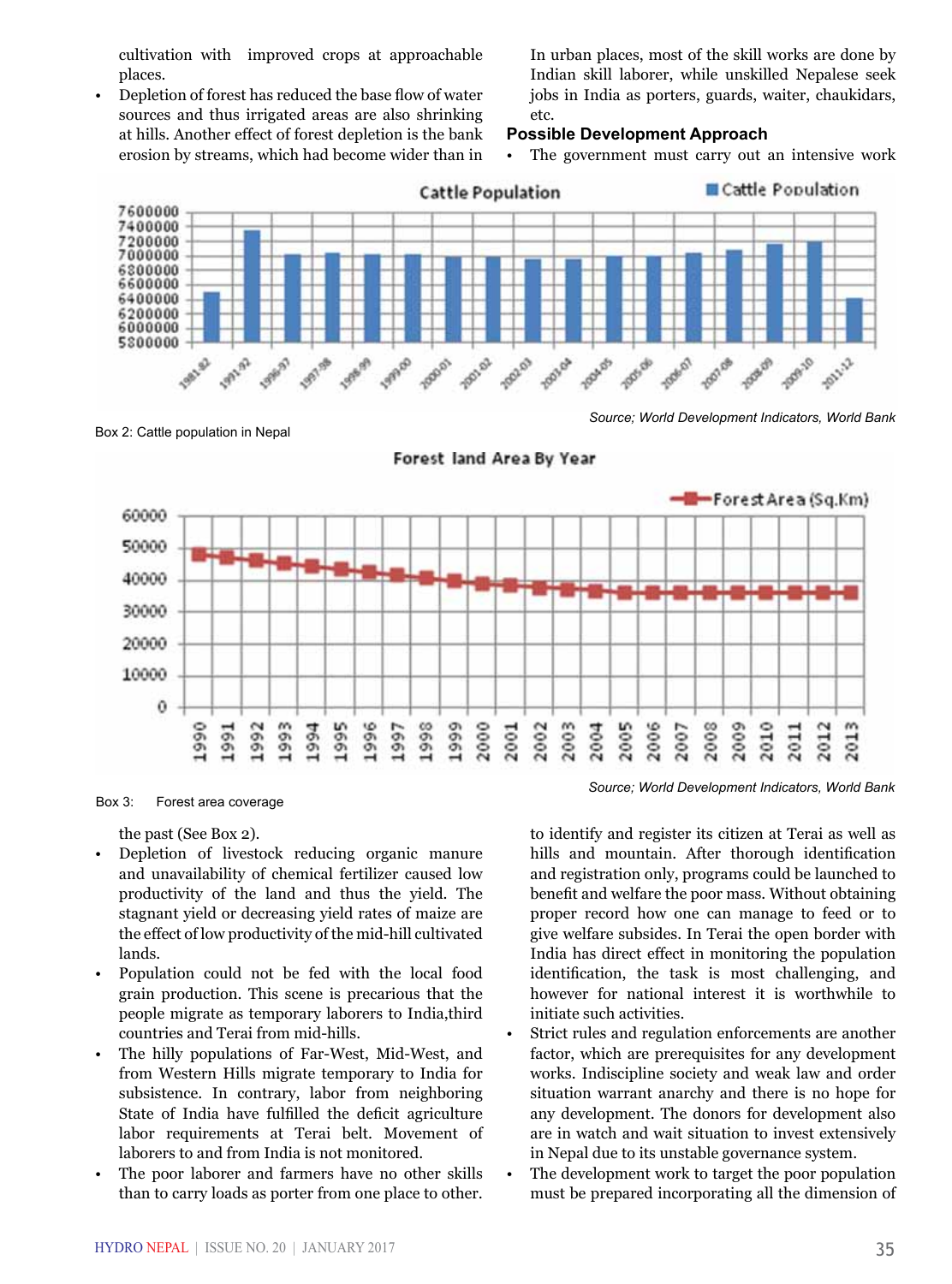cultivation with improved crops at approachable places.

- Depletion of forest has reduced the base flow of water sources and thus irrigated areas are also shrinking at hills. Another effect of forest depletion is the bank erosion by streams, which had become wider than in the past (See Box 2).
- Depletion of livestock reducing organic manure and unavailability of chemical fertilizer caused low productivity of the land and thus the yield. The stagnant yield or decreasing yield rates of maize are the effect of low productivity of the mid-hill cultivated lands.
- Population could not be fed with the local food grain production. This scene is precarious that the people migrate as temporary laborers to India,third countries and Terai from mid-hills.
- The hilly populations of Far-West, Mid-West, and from Western Hills migrate temporary to India for subsistence. In contrary, labor from neighboring State of India have fulfilled the deficit agriculture labor requirements at Terai belt. Movement of laborers to and from India is not monitored.
- The poor laborer and farmers have no other skills than to carry loads as porter from one place to other. In urban places, most of the skill works are done by Indian skill laborer, while unskilled Nepalese seek jobs in India as porters, guards, waiter, chaukidars, etc.

Source; World Development Indicators, World Bank

Box 2: Cattle population in Nepal

Source; World Development Indicators, World Bank

Box 3: Forest area coverage

**Possible Development Approach**

- The government must carry out an intensive work to identify and register its citizen at Terai as well as hills and mountain. After thorough identification and registration only, programs could be launched to benefit and welfare the poor mass. Without obtaining proper record how one can manage to feed or to give welfare subsides. In Terai the open border with India has direct effect in monitoring the population identification, the task is most challenging, and however for national interest it is worthwhile to initiate such activities.
- Strict rules and regulation enforcements are another factor, which are prerequisites for any development works. Indiscipline society and weak law and order situation warrant anarchy and there is no hope for any development. The donors for development also are in watch and wait situation to invest extensively in Nepal due to its unstable governance system.
- The development work to target the poor population must be prepared incorporating all the dimension of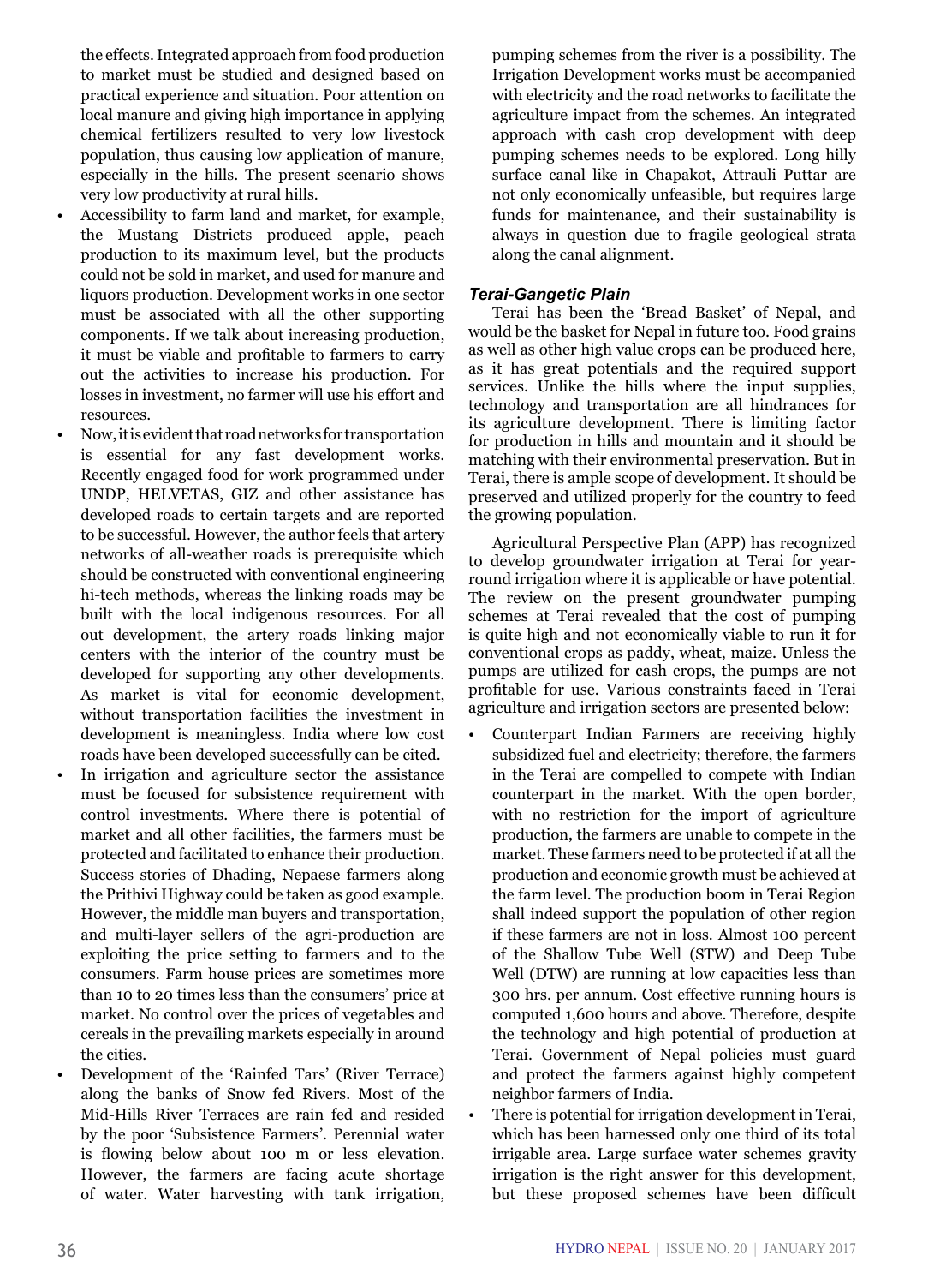the effects. Integrated approach from food production to market must be studied and designed based on practical experience and situation. Poor attention on local manure and giving high importance in applying chemical fertilizers resulted to very low livestock population, thus causing low application of manure, especially in the hills. The present scenario shows very low productivity at rural hills.

- Accessibility to farm land and market, for example, the Mustang Districts produced apple, peach production to its maximum level, but the products could not be sold in market, and used for manure and liquors production. Development works in one sector must be associated with all the other supporting components. If we talk about increasing production, it must be viable and profitable to farmers to carry out the activities to increase his production. For losses in investment, no farmer will use his effort and resources.
- Now, it is evident that road networks for transportation is essential for any fast development works. Recently engaged food for work programmed under UNDP, HELVETAS, GIZ and other assistance has developed roads to certain targets and are reported to be successful. However, the author feels that artery networks of all-weather roads is prerequisite which should be constructed with conventional engineering hi-tech methods, whereas the linking roads may be built with the local indigenous resources. For all out development, the artery roads linking major centers with the interior of the country must be developed for supporting any other developments. As market is vital for economic development, without transportation facilities the investment in development is meaningless. India where low cost roads have been developed successfully can be cited.
- In irrigation and agriculture sector the assistance must be focused for subsistence requirement with control investments. Where there is potential of market and all other facilities, the farmers must be protected and facilitated to enhance their production. Success stories of Dhading, Nepaese farmers along the Prithivi Highway could be taken as good example. However, the middle man buyers and transportation, and multi-layer sellers of the agri-production are exploiting the price setting to farmers and to the consumers. Farm house prices are sometimes more than 10 to 20 times less than the consumers' price at market. No control over the prices of vegetables and cereals in the prevailing markets especially in around the cities.
- Development of the 'Rainfed Tars' (River Terrace) along the banks of Snow fed Rivers. Most of the Mid-Hills River Terraces are rain fed and resided by the poor 'Subsistence Farmers'. Perennial water is flowing below about 100 m or less elevation. However, the farmers are facing acute shortage of water. Water harvesting with tank irrigation, pumping schemes from the river is a possibility. The Irrigation Development works must be accompanied with electricity and the road networks to facilitate the agriculture impact from the schemes. An integrated approach with cash crop development with deep pumping schemes needs to be explored. Long hilly surface canal like in Chapakot, Attrauli Puttar are not only economically unfeasible, but requires large funds for maintenance, and their sustainability is always in question due to fragile geological strata along the canal alignment.

### *Terai-Gangetic Plain*

Terai has been the 'Bread Basket' of Nepal, and would be the basket for Nepal in future too. Food grains as well as other high value crops can be produced here, as it has great potentials and the required support services. Unlike the hills where the input supplies, technology and transportation are all hindrances for its agriculture development. There is limiting factor for production in hills and mountain and it should be matching with their environmental preservation. But in Terai, there is ample scope of development. It should be preserved and utilized properly for the country to feed the growing population.

Agricultural Perspective Plan (APP) has recognized to develop groundwater irrigation at Terai for year-round irrigation where it is applicable or have potential. The review on the present groundwater pumping schemes at Terai revealed that the cost of pumping is quite high and not economically viable to run it for conventional crops as paddy, wheat, maize. Unless the pumps are utilized for cash crops, the pumps are not profitable for use. Various constraints faced in Terai agriculture and irrigation sectors are presented below:

- Counterpart Indian Farmers are receiving highly subsidized fuel and electricity; therefore, the farmers in the Terai are compelled to compete with Indian counterpart in the market. With the open border, with no restriction for the import of agriculture production, the farmers are unable to compete in the market. These farmers need to be protected if at all the production and economic growth must be achieved at the farm level. The production boom in Terai Region shall indeed support the population of other region if these farmers are not in loss. Almost 100 percent of the Shallow Tube Well (STW) and Deep Tube Well (DTW) are running at low capacities less than 300 hrs. per annum. Cost effective running hours is computed 1,600 hours and above. Therefore, despite the technology and high potential of production at Terai. Government of Nepal policies must guard and protect the farmers against highly competent neighbor farmers of India.
- There is potential for irrigation development in Terai, which has been harnessed only one third of its total irrigable area. Large surface water schemes gravity irrigation is the right answer for this development, but these proposed schemes have been difficult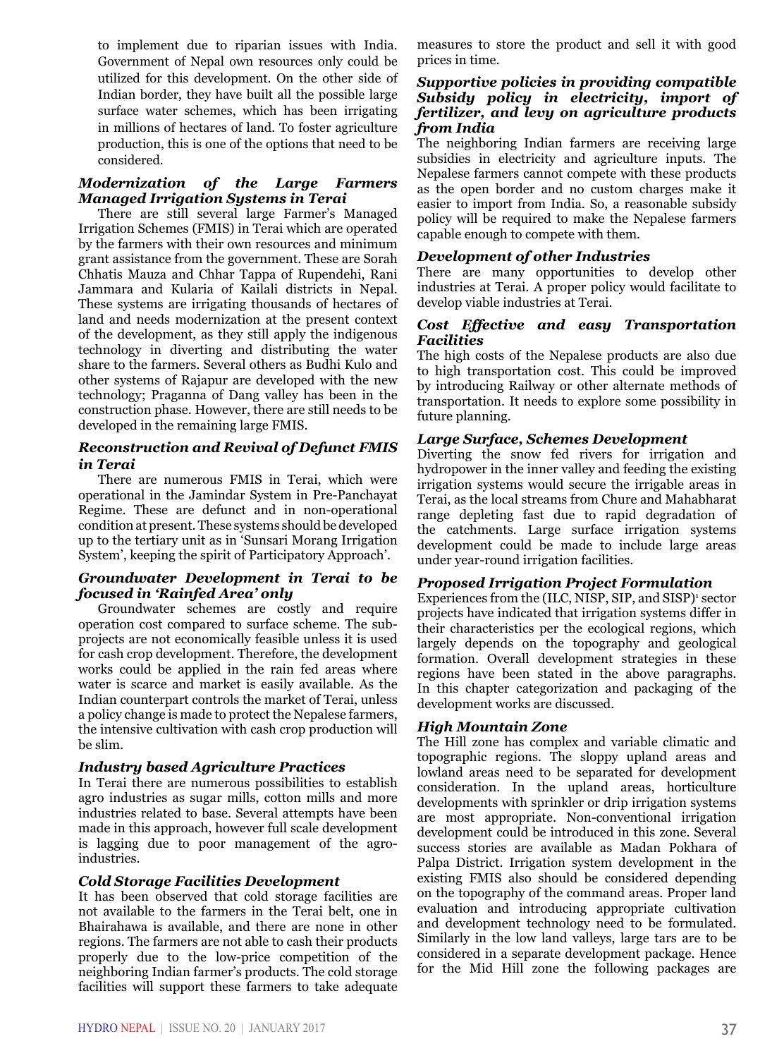to implement due to riparian issues with India. Government of Nepal own resources only could be utilized for this development. On the other side of Indian border, they have built all the possible large surface water schemes, which has been irrigating in millions of hectares of land. To foster agriculture production, this is one of the options that need to be considered.

### *Modernization of the Large Farmers Managed Irrigation Systems in Terai*

There are still several large Farmer's Managed Irrigation Schemes (FMIS) in Terai which are operated by the farmers with their own resources and minimum grant assistance from the government. These are Sorah Chhatis Mauza and Chhar Tappa of Rupendehi, Rani Jammara and Kularia of Kailali districts in Nepal. These systems are irrigating thousands of hectares of land and needs modernization at the present context of the development, as they still apply the indigenous technology in diverting and distributing the water share to the farmers. Several others as Budhi Kulo and other systems of Rajapur are developed with the new technology; Praganna of Dang valley has been in the construction phase. However, there are still needs to be developed in the remaining large FMIS.

### *Reconstruction and Revival of Defunct FMIS in Terai*

There are numerous FMIS in Terai, which were operational in the Jamindar System in Pre-Panchayat Regime. These are defunct and in non-operational condition at present. These systems should be developed up to the tertiary unit as in 'Sunsari Morang Irrigation System', keeping the spirit of Participatory Approach'.

### *Groundwater Development in Terai to be focused in 'Rainfed Area' only*

Groundwater schemes are costly and require operation cost compared to surface scheme. The sub-projects are not economically feasible unless it is used for cash crop development. Therefore, the development works could be applied in the rain fed areas where water is scarce and market is easily available. As the Indian counterpart controls the market of Terai, unless a policy change is made to protect the Nepalese farmers, the intensive cultivation with cash crop production will be slim.

### *Industry based Agriculture Practices*

In Terai there are numerous possibilities to establish agro industries as sugar mills, cotton mills and more industries related to base. Several attempts have been made in this approach, however full scale development is lagging due to poor management of the agro-industries.

### *Cold Storage Facilities Development*

It has been observed that cold storage facilities are not available to the farmers in the Terai belt, one in Bhairahawa is available, and there are none in other regions. The farmers are not able to cash their products properly due to the low-price competition of the neighboring Indian farmer's products. The cold storage facilities will support these farmers to take adequate measures to store the product and sell it with good prices in time.

### *Supportive policies in providing compatible Subsidy policy in electricity, import of fertilizer, and levy on agriculture products from India*

The neighboring Indian farmers are receiving large subsidies in electricity and agriculture inputs. The Nepalese farmers cannot compete with these products as the open border and no custom charges make it easier to import from India. So, a reasonable subsidy policy will be required to make the Nepalese farmers capable enough to compete with them.

### *Development of other Industries*

There are many opportunities to develop other industries at Terai. A proper policy would facilitate to develop viable industries at Terai.

### *Cost Effective and easy Transportation Facilities*

The high costs of the Nepalese products are also due to high transportation cost. This could be improved by introducing Railway or other alternate methods of transportation. It needs to explore some possibility in future planning.

### *Large Surface, Schemes Development*

Diverting the snow fed rivers for irrigation and hydropower in the inner valley and feeding the existing irrigation systems would secure the irrigable areas in Terai, as the local streams from Chure and Mahabharat range depleting fast due to rapid degradation of the catchments. Large surface irrigation systems development could be made to include large areas under year-round irrigation facilities.

### *Proposed Irrigation Project Formulation*

Experiences from the (ILC, NISP, SIP, and SISP)[1] sector projects have indicated that irrigation systems differ in their characteristics per the ecological regions, which largely depends on the topography and geological formation. Overall development strategies in these regions have been stated in the above paragraphs. In this chapter categorization and packaging of the development works are discussed.

### *High Mountain Zone*

The Hill zone has complex and variable climatic and topographic regions. The sloppy upland areas and lowland areas need to be separated for development consideration. In the upland areas, horticulture developments with sprinkler or drip irrigation systems are most appropriate. Non-conventional irrigation development could be introduced in this zone. Several success stories are available as Madan Pokhara of Palpa District. Irrigation system development in the existing FMIS also should be considered depending on the topography of the command areas. Proper land evaluation and introducing appropriate cultivation and development technology need to be formulated. Similarly in the low land valleys, large tars are to be considered in a separate development package. Hence for the Mid Hill zone the following packages are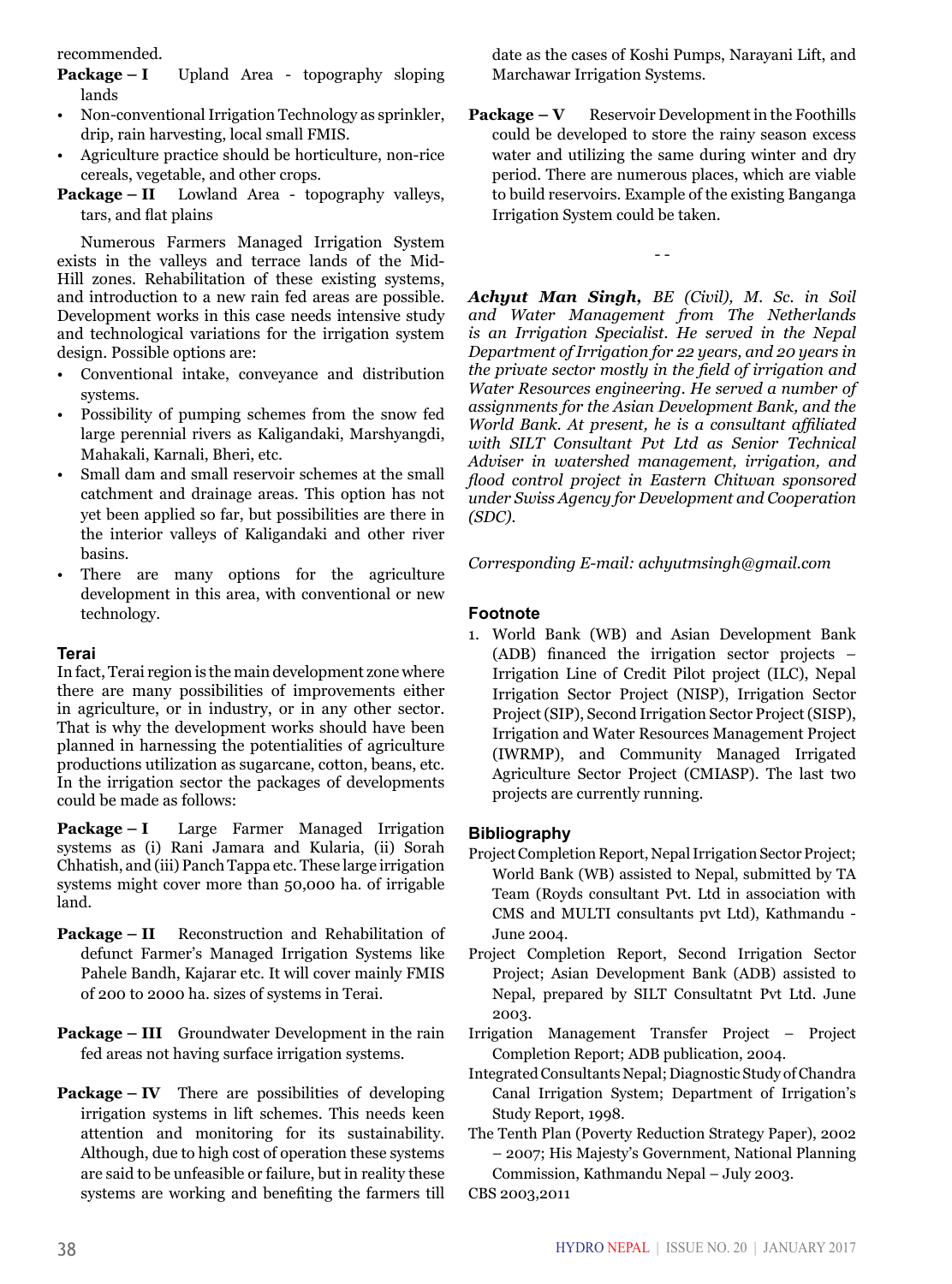recommended.

**Package – I** Upland Area - topography sloping lands

- Non-conventional Irrigation Technology as sprinkler, drip, rain harvesting, local small FMIS.
- Agriculture practice should be horticulture, non-rice cereals, vegetable, and other crops.

**Package – II** Lowland Area - topography valleys, tars, and flat plains

Numerous Farmers Managed Irrigation System exists in the valleys and terrace lands of the Mid-Hill zones. Rehabilitation of these existing systems, and introduction to a new rain fed areas are possible. Development works in this case needs intensive study and technological variations for the irrigation system design. Possible options are:

- Conventional intake, conveyance and distribution systems.
- Possibility of pumping schemes from the snow fed large perennial rivers as Kaligandaki, Marshyangdi, Mahakali, Karnali, Bheri, etc.
- Small dam and small reservoir schemes at the small catchment and drainage areas. This option has not yet been applied so far, but possibilities are there in the interior valleys of Kaligandaki and other river basins.
- There are many options for the agriculture development in this area, with conventional or new technology.

### Terai

In fact, Terai region is the main development zone where there are many possibilities of improvements either in agriculture, or in industry, or in any other sector. That is why the development works should have been planned in harnessing the potentialities of agriculture productions utilization as sugarcane, cotton, beans, etc. In the irrigation sector the packages of developments could be made as follows:

**Package – I** Large Farmer Managed Irrigation systems as (i) Rani Jamara and Kularia, (ii) Sorah Chhatish, and (iii) Panch Tappa etc. These large irrigation systems might cover more than 50,000 ha. of irrigable land.

**Package – II** Reconstruction and Rehabilitation of defunct Farmer's Managed Irrigation Systems like Pahele Bandh, Kajarar etc. It will cover mainly FMIS of 200 to 2000 ha. sizes of systems in Terai.

**Package – III** Groundwater Development in the rain fed areas not having surface irrigation systems.

**Package – IV** There are possibilities of developing irrigation systems in lift schemes. This needs keen attention and monitoring for its sustainability. Although, due to high cost of operation these systems are said to be unfeasible or failure, but in reality these systems are working and benefiting the farmers till date as the cases of Koshi Pumps, Narayani Lift, and Marchawar Irrigation Systems.

**Package – V** Reservoir Development in the Foothills could be developed to store the rainy season excess water and utilizing the same during winter and dry period. There are numerous places, which are viable to build reservoirs. Example of the existing Banganga Irrigation System could be taken.

- -

***Achyut Man Singh,*** *BE (Civil), M. Sc. in Soil and Water Management from The Netherlands is an Irrigation Specialist. He served in the Nepal Department of Irrigation for 22 years, and 20 years in the private sector mostly in the field of irrigation and Water Resources engineering. He served a number of assignments for the Asian Development Bank, and the World Bank. At present, he is a consultant affiliated with SILT Consultant Pvt Ltd as Senior Technical Adviser in watershed management, irrigation, and flood control project in Eastern Chitwan sponsored under Swiss Agency for Development and Cooperation (SDC).*

*Corresponding E-mail: achyutmsingh@gmail.com*

### Footnote

1. World Bank (WB) and Asian Development Bank (ADB) financed the irrigation sector projects – Irrigation Line of Credit Pilot project (ILC), Nepal Irrigation Sector Project (NISP), Irrigation Sector Project (SIP), Second Irrigation Sector Project (SISP), Irrigation and Water Resources Management Project (IWRMP), and Community Managed Irrigated Agriculture Sector Project (CMIASP). The last two projects are currently running.

### Bibliography

Project Completion Report, Nepal Irrigation Sector Project; World Bank (WB) assisted to Nepal, submitted by TA Team (Royds consultant Pvt. Ltd in association with CMS and MULTI consultants pvt Ltd), Kathmandu - June 2004.

Project Completion Report, Second Irrigation Sector Project; Asian Development Bank (ADB) assisted to Nepal, prepared by SILT Consultatnt Pvt Ltd. June 2003.

Irrigation Management Transfer Project – Project Completion Report; ADB publication, 2004.

Integrated Consultants Nepal; Diagnostic Study of Chandra Canal Irrigation System; Department of Irrigation's Study Report, 1998.

The Tenth Plan (Poverty Reduction Strategy Paper), 2002 – 2007; His Majesty's Government, National Planning Commission, Kathmandu Nepal – July 2003.

CBS 2003,2011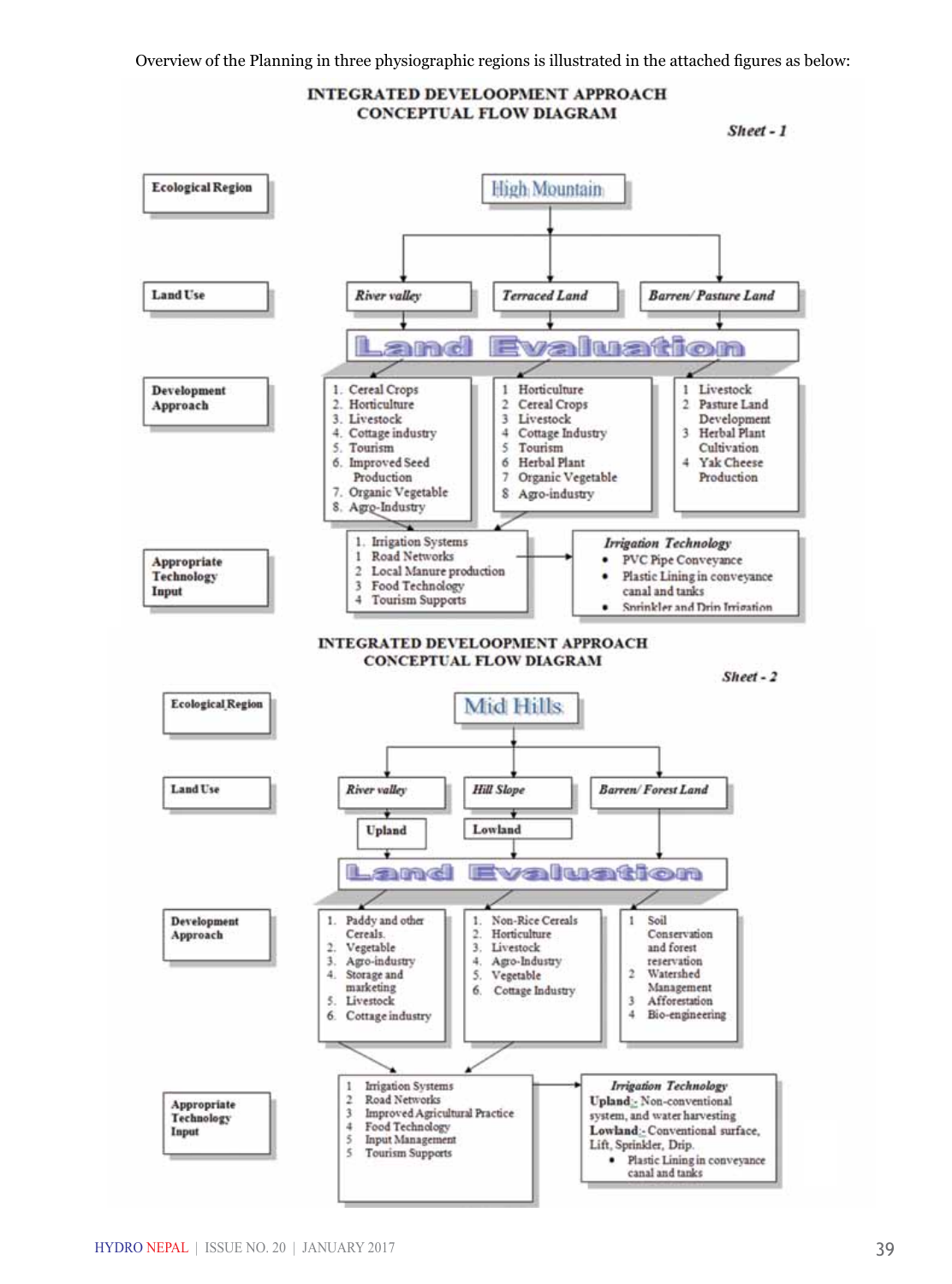Overview of the Planning in three physiographic regions is illustrated in the attached figures as below:

## INTEGRATED DEVELOOPMENT APPROACH
## CONCEPTUAL FLOW DIAGRAM

*Sheet - 1*

**Ecological Region**: High Mountain

**Land Use**: *River valley* | *Terraced Land* | *Barren/ Pasture Land*

**Land Evaluation**

**Development Approach**

River valley:
1. Cereal Crops
2. Horticulture
3. Livestock
4. Cottage industry
5. Tourism
6. Improved Seed Production
7. Organic Vegetable
8. Agro-Industry

Terraced Land:
1. Horticulture
2. Cereal Crops
3. Livestock
4. Cottage Industry
5. Tourism
6. Herbal Plant
7. Organic Vegetable
8. Agro-industry

Barren/ Pasture Land:
1. Livestock
2. Pasture Land Development
3. Herbal Plant Cultivation
4. Yak Cheese Production

**Appropriate Technology Input**

1. Irrigation Systems
1. Road Networks
2. Local Manure production
3. Food Technology
4. Tourism Supports

*Irrigation Technology*
- PVC Pipe Conveyance
- Plastic Lining in conveyance canal and tanks
- Sprinkler and Drip Irrigation

## INTEGRATED DEVELOOPMENT APPROACH
## CONCEPTUAL FLOW DIAGRAM

*Sheet - 2*

**Ecological Region**: Mid Hills

**Land Use**: *River valley* | *Hill Slope* | *Barren/ Forest Land*

Upland | Lowland

**Land Evaluation**

**Development Approach**

1. Paddy and other Cereals.
2. Vegetable
3. Agro-industry
4. Storage and marketing
5. Livestock
6. Cottage industry

1. Non-Rice Cereals
2. Horticulture
3. Livestock
4. Agro-Industry
5. Vegetable
6. Cottage Industry

1. Soil Conservation and forest reservation
2. Watershed Management
3. Afforestation
4. Bio-engineering

**Appropriate Technology Input**

1. Irrigation Systems
2. Road Networks
3. Improved Agricultural Practice
4. Food Technology
5. Input Management
5. Tourism Supports

*Irrigation Technology*

**Upland**:- Non-conventional system, and water harvesting

**Lowland**:- Conventional surface, Lift, Sprinkler, Drip.

- Plastic Lining in conveyance canal and tanks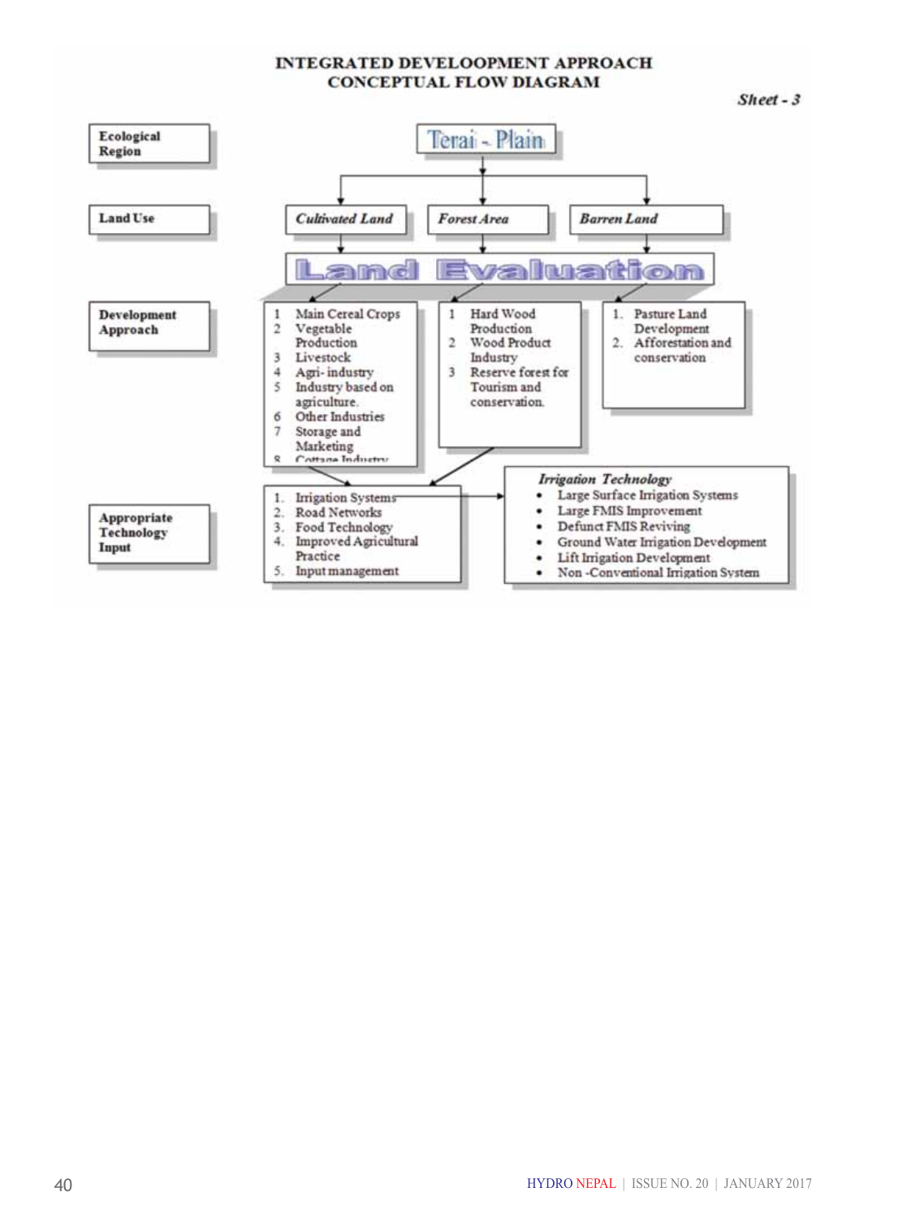INTEGRATED DEVELOOPMENT APPROACH
CONCEPTUAL FLOW DIAGRAM

*Sheet - 3*

**Ecological Region**

Terai - Plain

**Land Use**

*Cultivated Land*

*Forest Area*

*Barren Land*

Land Evaluation

**Development Approach**

1 Main Cereal Crops
2 Vegetable Production
3 Livestock
4 Agri- industry
5 Industry based on agriculture.
6 Other Industries
7 Storage and Marketing
8 Cottage Industry

1 Hard Wood Production
2 Wood Product Industry
3 Reserve forest for Tourism and conservation.

1. Pasture Land Development
2. Afforestation and conservation

**Appropriate Technology Input**

1. Irrigation Systems
2. Road Networks
3. Food Technology
4. Improved Agricultural Practice
5. Input management

*Irrigation Technology*

- Large Surface Irrigation Systems
- Large FMIS Improvement
- Defunct FMIS Reviving
- Ground Water Irrigation Development
- Lift Irrigation Development
- Non -Conventional Irrigation System